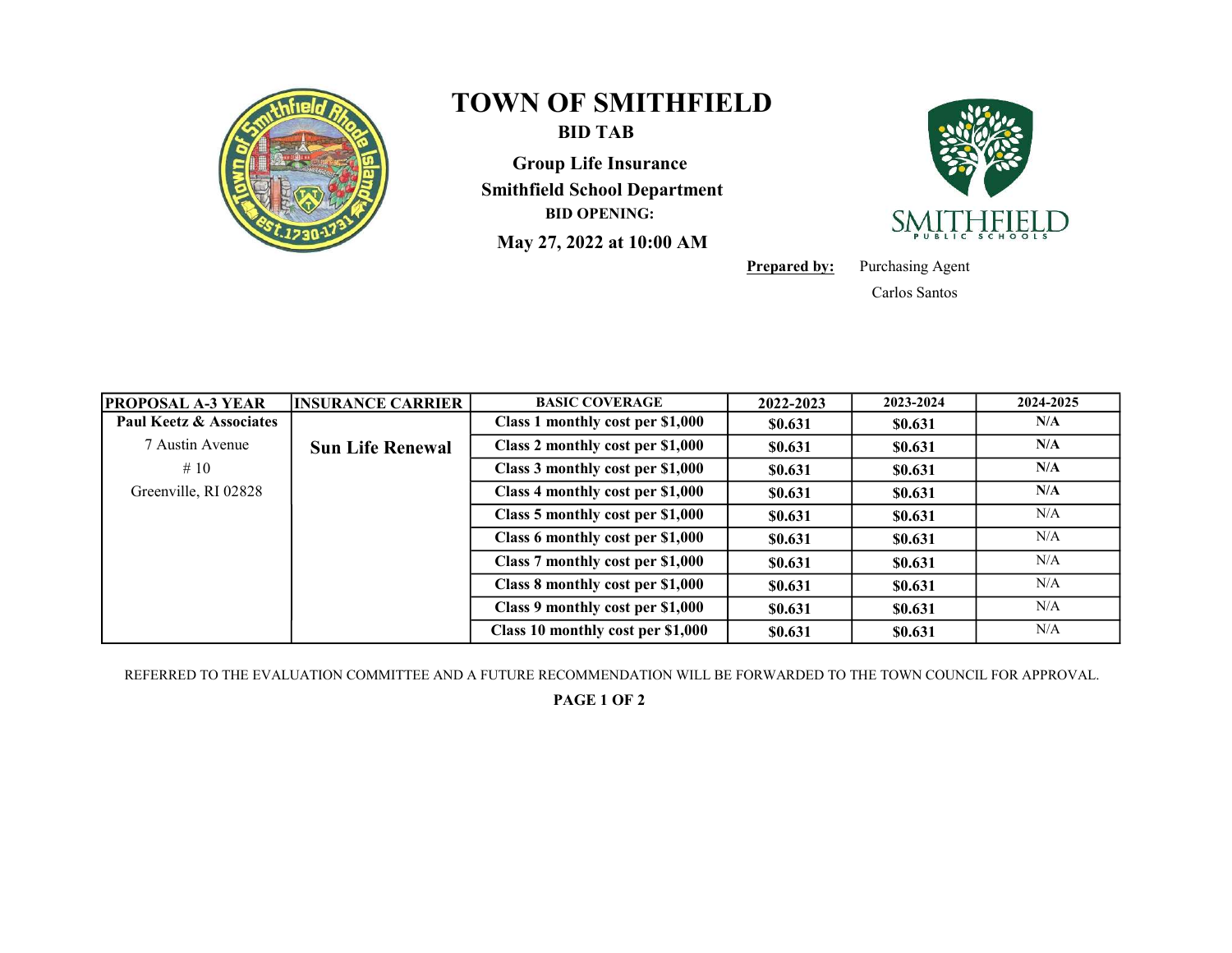# TOWN OF SMITHFIELD

## BID TAB

**Group Life Insurance**

**Smithfield School Department**

**BID OPENING:**

**May 27, 2022 at 10:00 AM**

**Prepared by:** Purchasing Agent
Carlos Santos

| PROPOSAL A-3 YEAR | INSURANCE CARRIER | BASIC COVERAGE | 2022-2023 | 2023-2024 | 2024-2025 |
|---|---|---|---|---|---|
| **Paul Keetz & Associates** | **Sun Life Renewal** | **Class 1 monthly cost per $1,000** | **$0.631** | **$0.631** | **N/A** |
| 7 Austin Avenue | | **Class 2 monthly cost per $1,000** | **$0.631** | **$0.631** | **N/A** |
| # 10 | | **Class 3 monthly cost per $1,000** | **$0.631** | **$0.631** | **N/A** |
| Greenville, RI 02828 | | **Class 4 monthly cost per $1,000** | **$0.631** | **$0.631** | **N/A** |
| | | **Class 5 monthly cost per $1,000** | **$0.631** | **$0.631** | N/A |
| | | **Class 6 monthly cost per $1,000** | **$0.631** | **$0.631** | N/A |
| | | **Class 7 monthly cost per $1,000** | **$0.631** | **$0.631** | N/A |
| | | **Class 8 monthly cost per $1,000** | **$0.631** | **$0.631** | N/A |
| | | **Class 9 monthly cost per $1,000** | **$0.631** | **$0.631** | N/A |
| | | **Class 10 monthly cost per $1,000** | **$0.631** | **$0.631** | N/A |

REFERRED TO THE EVALUATION COMMITTEE AND A FUTURE RECOMMENDATION WILL BE FORWARDED TO THE TOWN COUNCIL FOR APPROVAL.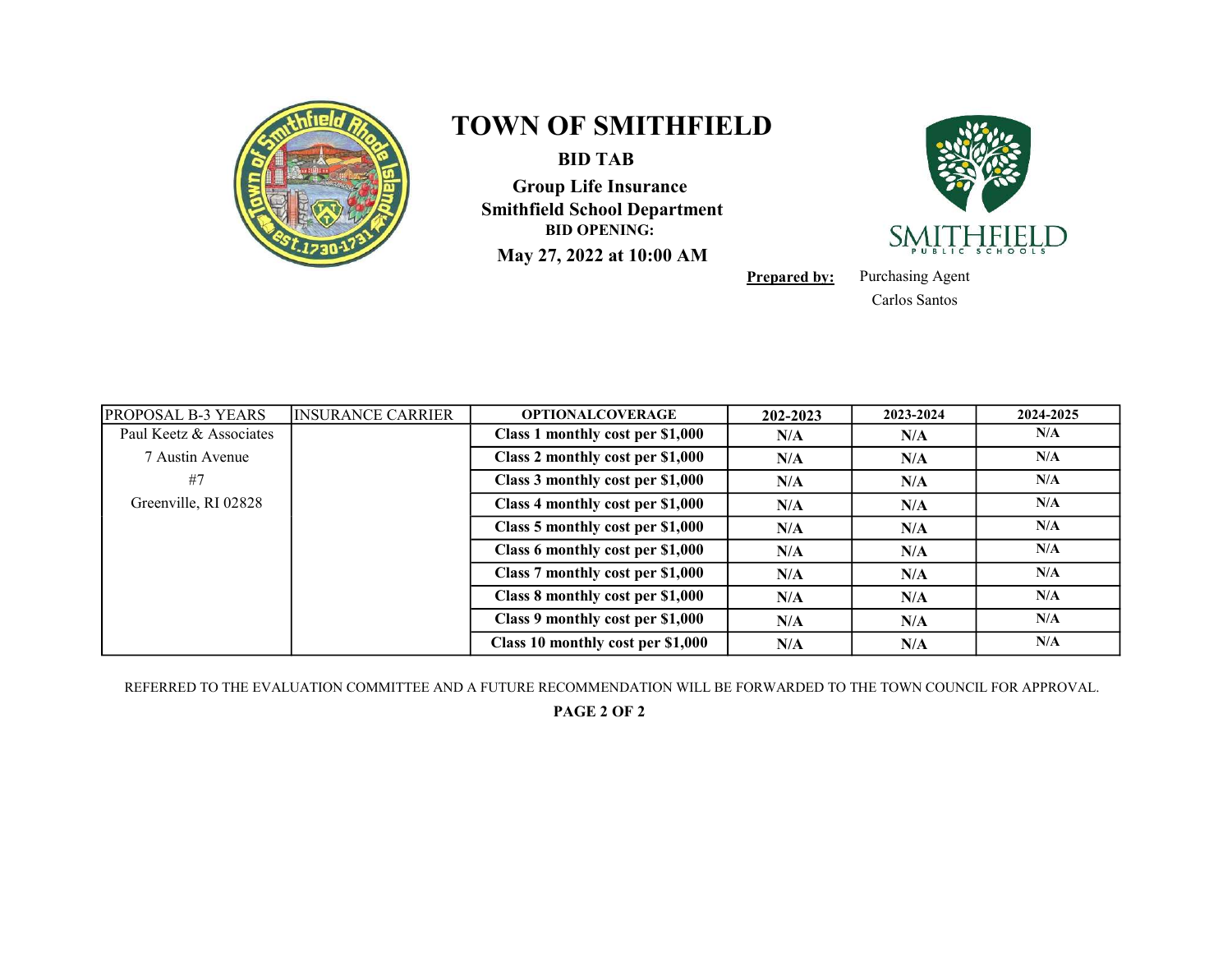# TOWN OF SMITHFIELD

**BID TAB**

**Group Life Insurance**
**Smithfield School Department**
**BID OPENING:**
**May 27, 2022 at 10:00 AM**

**Prepared by:** Purchasing Agent
Carlos Santos

| PROPOSAL B-3 YEARS | INSURANCE CARRIER | OPTIONALCOVERAGE | 202-2023 | 2023-2024 | 2024-2025 |
|---|---|---|---|---|---|
| Paul Keetz & Associates | | Class 1 monthly cost per $1,000 | N/A | N/A | N/A |
| 7 Austin Avenue | | Class 2 monthly cost per $1,000 | N/A | N/A | N/A |
| #7 | | Class 3 monthly cost per $1,000 | N/A | N/A | N/A |
| Greenville, RI 02828 | | Class 4 monthly cost per $1,000 | N/A | N/A | N/A |
| | | Class 5 monthly cost per $1,000 | N/A | N/A | N/A |
| | | Class 6 monthly cost per $1,000 | N/A | N/A | N/A |
| | | Class 7 monthly cost per $1,000 | N/A | N/A | N/A |
| | | Class 8 monthly cost per $1,000 | N/A | N/A | N/A |
| | | Class 9 monthly cost per $1,000 | N/A | N/A | N/A |
| | | Class 10 monthly cost per $1,000 | N/A | N/A | N/A |

REFERRED TO THE EVALUATION COMMITTEE AND A FUTURE RECOMMENDATION WILL BE FORWARDED TO THE TOWN COUNCIL FOR APPROVAL.